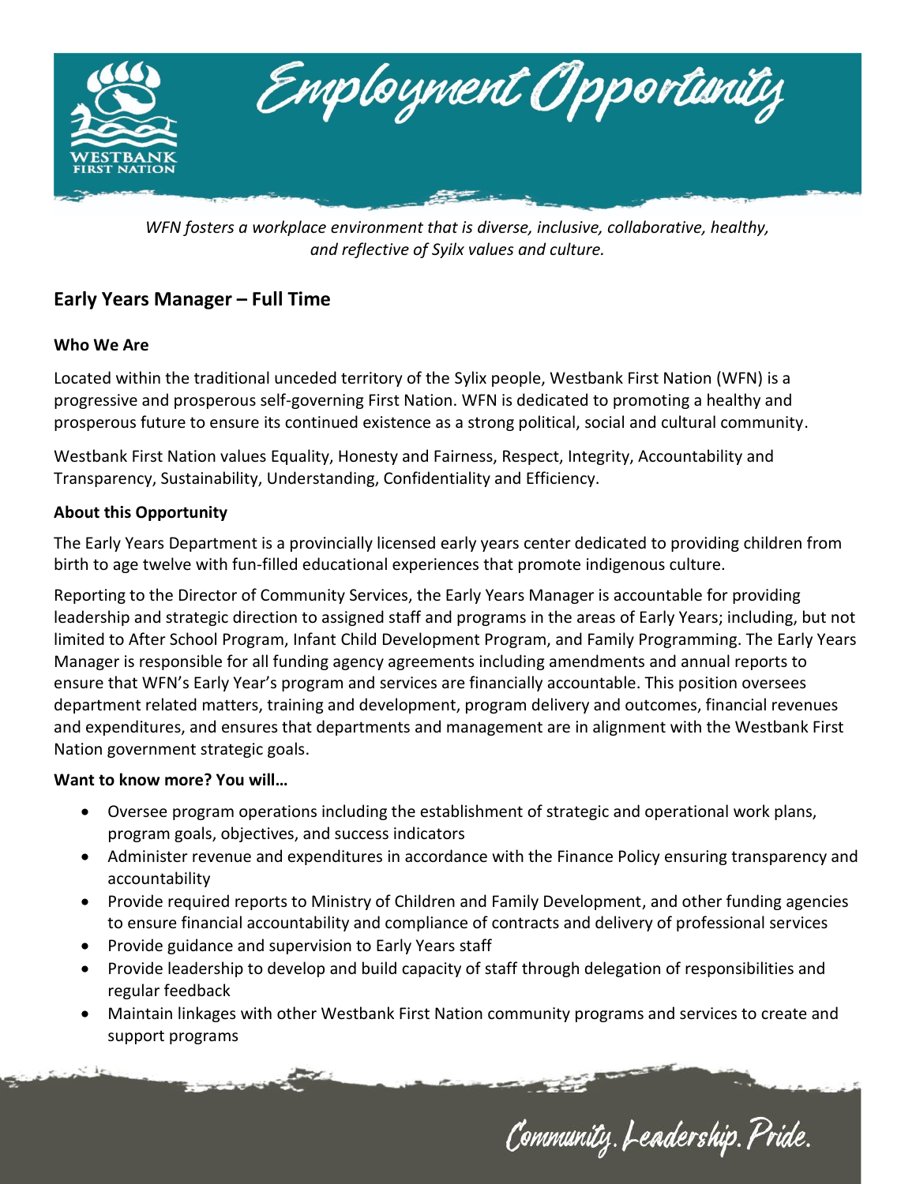# Employment Opportunity

*WFN fosters a workplace environment that is diverse, inclusive, collaborative, healthy, and reflective of Syilx values and culture.*

## Early Years Manager – Full Time

**Who We Are**

Located within the traditional unceded territory of the Sylix people, Westbank First Nation (WFN) is a progressive and prosperous self-governing First Nation. WFN is dedicated to promoting a healthy and prosperous future to ensure its continued existence as a strong political, social and cultural community.

Westbank First Nation values Equality, Honesty and Fairness, Respect, Integrity, Accountability and Transparency, Sustainability, Understanding, Confidentiality and Efficiency.

**About this Opportunity**

The Early Years Department is a provincially licensed early years center dedicated to providing children from birth to age twelve with fun-filled educational experiences that promote indigenous culture.

Reporting to the Director of Community Services, the Early Years Manager is accountable for providing leadership and strategic direction to assigned staff and programs in the areas of Early Years; including, but not limited to After School Program, Infant Child Development Program, and Family Programming. The Early Years Manager is responsible for all funding agency agreements including amendments and annual reports to ensure that WFN's Early Year's program and services are financially accountable. This position oversees department related matters, training and development, program delivery and outcomes, financial revenues and expenditures, and ensures that departments and management are in alignment with the Westbank First Nation government strategic goals.

**Want to know more? You will…**

- Oversee program operations including the establishment of strategic and operational work plans, program goals, objectives, and success indicators
- Administer revenue and expenditures in accordance with the Finance Policy ensuring transparency and accountability
- Provide required reports to Ministry of Children and Family Development, and other funding agencies to ensure financial accountability and compliance of contracts and delivery of professional services
- Provide guidance and supervision to Early Years staff
- Provide leadership to develop and build capacity of staff through delegation of responsibilities and regular feedback
- Maintain linkages with other Westbank First Nation community programs and services to create and support programs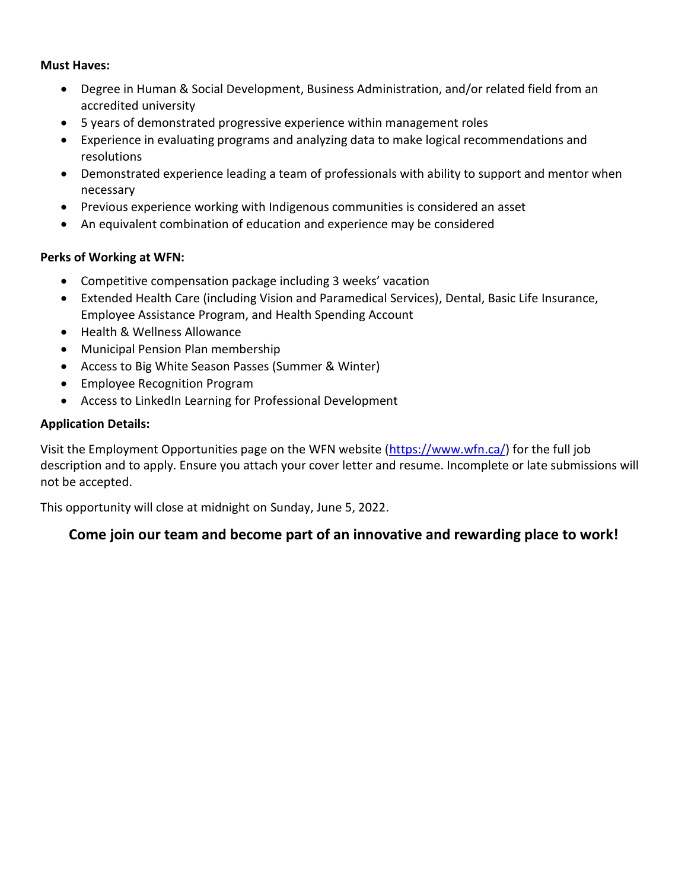**Must Haves:**

- Degree in Human & Social Development, Business Administration, and/or related field from an accredited university
- 5 years of demonstrated progressive experience within management roles
- Experience in evaluating programs and analyzing data to make logical recommendations and resolutions
- Demonstrated experience leading a team of professionals with ability to support and mentor when necessary
- Previous experience working with Indigenous communities is considered an asset
- An equivalent combination of education and experience may be considered

**Perks of Working at WFN:**

- Competitive compensation package including 3 weeks' vacation
- Extended Health Care (including Vision and Paramedical Services), Dental, Basic Life Insurance, Employee Assistance Program, and Health Spending Account
- Health & Wellness Allowance
- Municipal Pension Plan membership
- Access to Big White Season Passes (Summer & Winter)
- Employee Recognition Program
- Access to LinkedIn Learning for Professional Development

**Application Details:**

Visit the Employment Opportunities page on the WFN website (https://www.wfn.ca/) for the full job description and to apply. Ensure you attach your cover letter and resume. Incomplete or late submissions will not be accepted.

This opportunity will close at midnight on Sunday, June 5, 2022.

**Come join our team and become part of an innovative and rewarding place to work!**